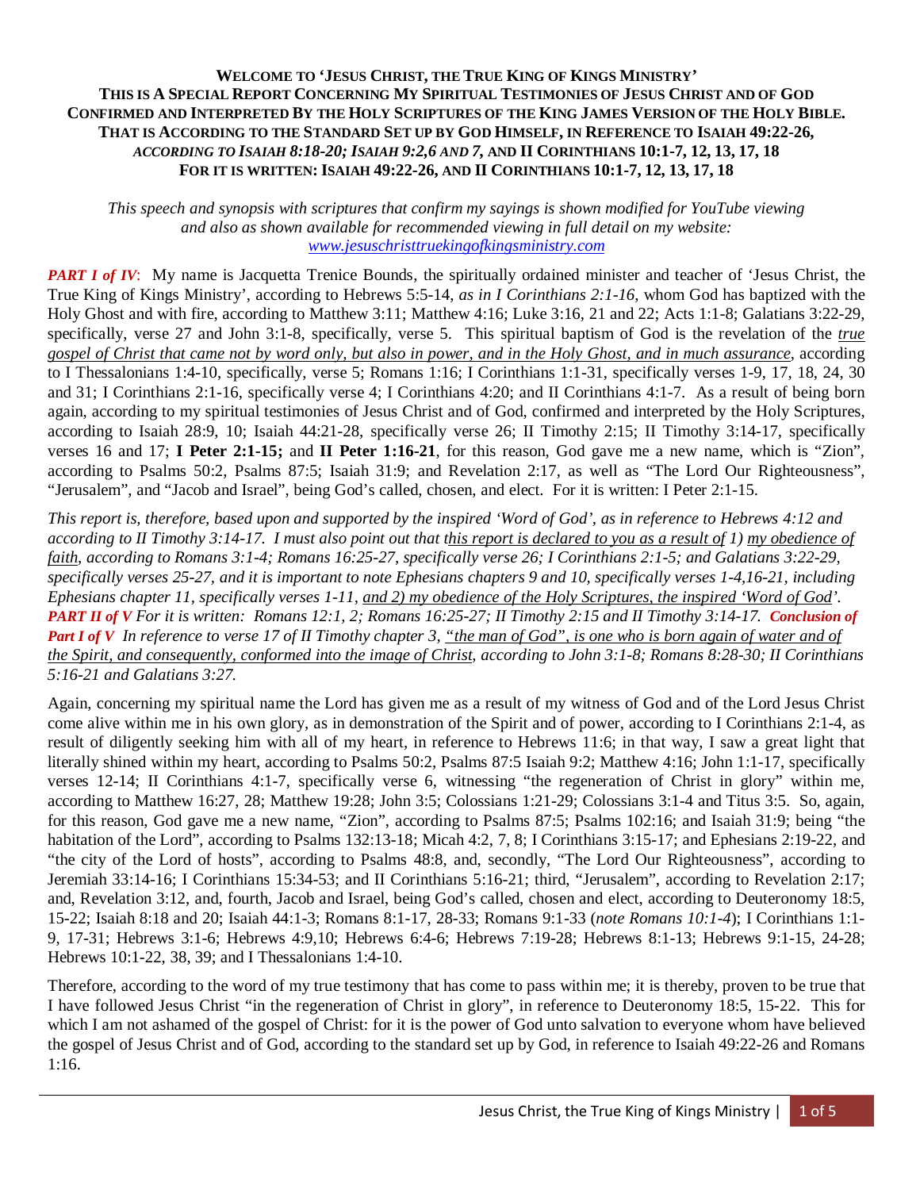**WELCOME TO 'JESUS CHRIST, THE TRUE KING OF KINGS MINISTRY'**
**THIS IS A SPECIAL REPORT CONCERNING MY SPIRITUAL TESTIMONIES OF JESUS CHRIST AND OF GOD CONFIRMED AND INTERPRETED BY THE HOLY SCRIPTURES OF THE KING JAMES VERSION OF THE HOLY BIBLE. THAT IS ACCORDING TO THE STANDARD SET UP BY GOD HIMSELF, IN REFERENCE TO ISAIAH 49:22-26, *ACCORDING TO ISAIAH 8:18-20; ISAIAH 9:2,6 AND 7,* AND II CORINTHIANS 10:1-7, 12, 13, 17, 18**
**FOR IT IS WRITTEN: ISAIAH 49:22-26, AND II CORINTHIANS 10:1-7, 12, 13, 17, 18**

*This speech and synopsis with scriptures that confirm my sayings is shown modified for YouTube viewing and also as shown available for recommended viewing in full detail on my website: www.jesuschristtruekingofkingsministry.com*

***PART I of IV***: My name is Jacquetta Trenice Bounds, the spiritually ordained minister and teacher of 'Jesus Christ, the True King of Kings Ministry', according to Hebrews 5:5-14, *as in I Corinthians 2:1-16*, whom God has baptized with the Holy Ghost and with fire, according to Matthew 3:11; Matthew 4:16; Luke 3:16, 21 and 22; Acts 1:1-8; Galatians 3:22-29, specifically, verse 27 and John 3:1-8, specifically, verse 5. This spiritual baptism of God is the revelation of the *true gospel of Christ that came not by word only, but also in power, and in the Holy Ghost, and in much assurance*, according to I Thessalonians 1:4-10, specifically, verse 5; Romans 1:16; I Corinthians 1:1-31, specifically verses 1-9, 17, 18, 24, 30 and 31; I Corinthians 2:1-16, specifically verse 4; I Corinthians 4:20; and II Corinthians 4:1-7. As a result of being born again, according to my spiritual testimonies of Jesus Christ and of God, confirmed and interpreted by the Holy Scriptures, according to Isaiah 28:9, 10; Isaiah 44:21-28, specifically verse 26; II Timothy 2:15; II Timothy 3:14-17, specifically verses 16 and 17; **I Peter 2:1-15;** and **II Peter 1:16-21**, for this reason, God gave me a new name, which is "Zion", according to Psalms 50:2, Psalms 87:5; Isaiah 31:9; and Revelation 2:17, as well as "The Lord Our Righteousness", "Jerusalem", and "Jacob and Israel", being God's called, chosen, and elect. For it is written: I Peter 2:1-15.

*This report is, therefore, based upon and supported by the inspired 'Word of God', as in reference to Hebrews 4:12 and according to II Timothy 3:14-17. I must also point out that this report is declared to you as a result of 1) my obedience of faith, according to Romans 3:1-4; Romans 16:25-27, specifically verse 26; I Corinthians 2:1-5; and Galatians 3:22-29, specifically verses 25-27, and it is important to note Ephesians chapters 9 and 10, specifically verses 1-4,16-21, including Ephesians chapter 11, specifically verses 1-11, and 2) my obedience of the Holy Scriptures, the inspired 'Word of God'.* ***PART II of V*** *For it is written: Romans 12:1, 2; Romans 16:25-27; II Timothy 2:15 and II Timothy 3:14-17.* ***Conclusion of Part I of V*** *In reference to verse 17 of II Timothy chapter 3, "the man of God", is one who is born again of water and of the Spirit, and consequently, conformed into the image of Christ, according to John 3:1-8; Romans 8:28-30; II Corinthians 5:16-21 and Galatians 3:27.*

Again, concerning my spiritual name the Lord has given me as a result of my witness of God and of the Lord Jesus Christ come alive within me in his own glory, as in demonstration of the Spirit and of power, according to I Corinthians 2:1-4, as result of diligently seeking him with all of my heart, in reference to Hebrews 11:6; in that way, I saw a great light that literally shined within my heart, according to Psalms 50:2, Psalms 87:5 Isaiah 9:2; Matthew 4:16; John 1:1-17, specifically verses 12-14; II Corinthians 4:1-7, specifically verse 6, witnessing "the regeneration of Christ in glory" within me, according to Matthew 16:27, 28; Matthew 19:28; John 3:5; Colossians 1:21-29; Colossians 3:1-4 and Titus 3:5. So, again, for this reason, God gave me a new name, "Zion", according to Psalms 87:5; Psalms 102:16; and Isaiah 31:9; being "the habitation of the Lord", according to Psalms 132:13-18; Micah 4:2, 7, 8; I Corinthians 3:15-17; and Ephesians 2:19-22, and "the city of the Lord of hosts", according to Psalms 48:8, and, secondly, "The Lord Our Righteousness", according to Jeremiah 33:14-16; I Corinthians 15:34-53; and II Corinthians 5:16-21; third, "Jerusalem", according to Revelation 2:17; and, Revelation 3:12, and, fourth, Jacob and Israel, being God's called, chosen and elect, according to Deuteronomy 18:5, 15-22; Isaiah 8:18 and 20; Isaiah 44:1-3; Romans 8:1-17, 28-33; Romans 9:1-33 (*note Romans 10:1-4*); I Corinthians 1:1-9, 17-31; Hebrews 3:1-6; Hebrews 4:9,10; Hebrews 6:4-6; Hebrews 7:19-28; Hebrews 8:1-13; Hebrews 9:1-15, 24-28; Hebrews 10:1-22, 38, 39; and I Thessalonians 1:4-10.

Therefore, according to the word of my true testimony that has come to pass within me; it is thereby, proven to be true that I have followed Jesus Christ "in the regeneration of Christ in glory", in reference to Deuteronomy 18:5, 15-22. This for which I am not ashamed of the gospel of Christ: for it is the power of God unto salvation to everyone whom have believed the gospel of Jesus Christ and of God, according to the standard set up by God, in reference to Isaiah 49:22-26 and Romans 1:16.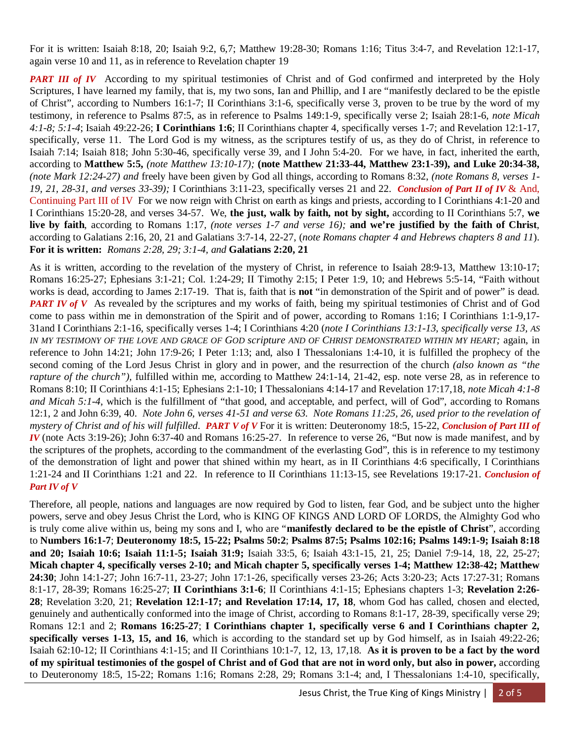For it is written: Isaiah 8:18, 20; Isaiah 9:2, 6,7; Matthew 19:28-30; Romans 1:16; Titus 3:4-7, and Revelation 12:1-17, again verse 10 and 11, as in reference to Revelation chapter 19

***PART III of IV*** According to my spiritual testimonies of Christ and of God confirmed and interpreted by the Holy Scriptures, I have learned my family, that is, my two sons, Ian and Phillip, and I are "manifestly declared to be the epistle of Christ", according to Numbers 16:1-7; II Corinthians 3:1-6, specifically verse 3, proven to be true by the word of my testimony, in reference to Psalms 87:5, as in reference to Psalms 149:1-9, specifically verse 2; Isaiah 28:1-6, *note Micah 4:1-8; 5:1-4*; Isaiah 49:22-26; **I Corinthians 1:6**; II Corinthians chapter 4, specifically verses 1-7; and Revelation 12:1-17, specifically, verse 11. The Lord God is my witness, as the scriptures testify of us, as they do of Christ, in reference to Isaiah 7:14; Isaiah 818; John 5:30-46, specifically verse 39, and I John 5:4-20. For we have, in fact, inherited the earth, according to **Matthew 5:5,** *(note Matthew 13:10-17);* **(note Matthew 21:33-44, Matthew 23:1-39), and Luke 20:34-38,** *(note Mark 12:24-27) and* freely have been given by God all things, according to Romans 8:32, *(note Romans 8, verses 1-19, 21, 28-31, and verses 33-39);* I Corinthians 3:11-23, specifically verses 21 and 22. ***Conclusion of Part II of IV*** & And, Continuing Part III of IV For we now reign with Christ on earth as kings and priests, according to I Corinthians 4:1-20 and I Corinthians 15:20-28, and verses 34-57. We, **the just, walk by faith, not by sight,** according to II Corinthians 5:7, **we live by faith**, according to Romans 1:17, *(note verses 1-7 and verse 16);* **and we're justified by the faith of Christ**, according to Galatians 2:16, 20, 21 and Galatians 3:7-14, 22-27, (*note Romans chapter 4 and Hebrews chapters 8 and 11*). **For it is written:** *Romans 2:28, 29; 3:1-4, and* **Galatians 2:20, 21**

As it is written, according to the revelation of the mystery of Christ, in reference to Isaiah 28:9-13, Matthew 13:10-17; Romans 16:25-27; Ephesians 3:1-21; Col. 1:24-29; II Timothy 2:15; I Peter 1:9, 10; and Hebrews 5:5-14, "Faith without works is dead, according to James 2:17-19. That is, faith that is **not** "in demonstration of the Spirit and of power" is dead. ***PART IV of V*** As revealed by the scriptures and my works of faith, being my spiritual testimonies of Christ and of God come to pass within me in demonstration of the Spirit and of power, according to Romans 1:16; I Corinthians 1:1-9,17-31and I Corinthians 2:1-16, specifically verses 1-4; I Corinthians 4:20 (*note I Corinthians 13:1-13, specifically verse 13, AS IN MY TESTIMONY OF THE LOVE AND GRACE OF GOD scripture AND OF CHRIST DEMONSTRATED WITHIN MY HEART;* again, in reference to John 14:21; John 17:9-26; I Peter 1:13; and, also I Thessalonians 1:4-10, it is fulfilled the prophecy of the second coming of the Lord Jesus Christ in glory and in power, and the resurrection of the church *(also known as "the rapture of the church")*, fulfilled within me, according to Matthew 24:1-14, 21-42, esp. note verse 28, as in reference to Romans 8:10; II Corinthians 4:1-15; Ephesians 2:1-10; I Thessalonians 4:14-17 and Revelation 17:17,18, *note Micah 4:1-8 and Micah 5:1-4*, which is the fulfillment of "that good, and acceptable, and perfect, will of God", according to Romans 12:1, 2 and John 6:39, 40. *Note John 6, verses 41-51 and verse 63. Note Romans 11:25, 26, used prior to the revelation of mystery of Christ and of his will fulfilled.* ***PART V of V*** For it is written: Deuteronomy 18:5, 15-22, ***Conclusion of Part III of IV*** (note Acts 3:19-26); John 6:37-40 and Romans 16:25-27. In reference to verse 26, "But now is made manifest, and by the scriptures of the prophets, according to the commandment of the everlasting God", this is in reference to my testimony of the demonstration of light and power that shined within my heart, as in II Corinthians 4:6 specifically, I Corinthians 1:21-24 and II Corinthians 1:21 and 22. In reference to II Corinthians 11:13-15, see Revelations 19:17-21. ***Conclusion of Part IV of V***

Therefore, all people, nations and languages are now required by God to listen, fear God, and be subject unto the higher powers, serve and obey Jesus Christ the Lord, who is KING OF KINGS AND LORD OF LORDS, the Almighty God who is truly come alive within us, being my sons and I, who are "**manifestly declared to be the epistle of Christ**", according to **Numbers 16:1-7**; **Deuteronomy 18:5, 15-22; Psalms 50:2**; **Psalms 87:5; Psalms 102:16; Psalms 149:1-9; Isaiah 8:18 and 20; Isaiah 10:6; Isaiah 11:1-5; Isaiah 31:9;** Isaiah 33:5, 6; Isaiah 43:1-15, 21, 25; Daniel 7:9-14, 18, 22, 25-27; **Micah chapter 4, specifically verses 2-10; and Micah chapter 5, specifically verses 1-4; Matthew 12:38-42; Matthew 24:30**; John 14:1-27; John 16:7-11, 23-27; John 17:1-26, specifically verses 23-26; Acts 3:20-23; Acts 17:27-31; Romans 8:1-17, 28-39; Romans 16:25-27; **II Corinthians 3:1-6**; II Corinthians 4:1-15; Ephesians chapters 1-3; **Revelation 2:26-28**; Revelation 3:20, 21; **Revelation 12:1-17; and Revelation 17:14, 17, 18**, whom God has called, chosen and elected, genuinely and authentically conformed into the image of Christ, according to Romans 8:1-17, 28-39, specifically verse 29; Romans 12:1 and 2; **Romans 16:25-27**; **I Corinthians chapter 1, specifically verse 6 and I Corinthians chapter 2, specifically verses 1-13, 15, and 16**, which is according to the standard set up by God himself, as in Isaiah 49:22-26; Isaiah 62:10-12; II Corinthians 4:1-15; and II Corinthians 10:1-7, 12, 13, 17,18. **As it is proven to be a fact by the word of my spiritual testimonies of the gospel of Christ and of God that are not in word only, but also in power,** according to Deuteronomy 18:5, 15-22; Romans 1:16; Romans 2:28, 29; Romans 3:1-4; and, I Thessalonians 1:4-10, specifically,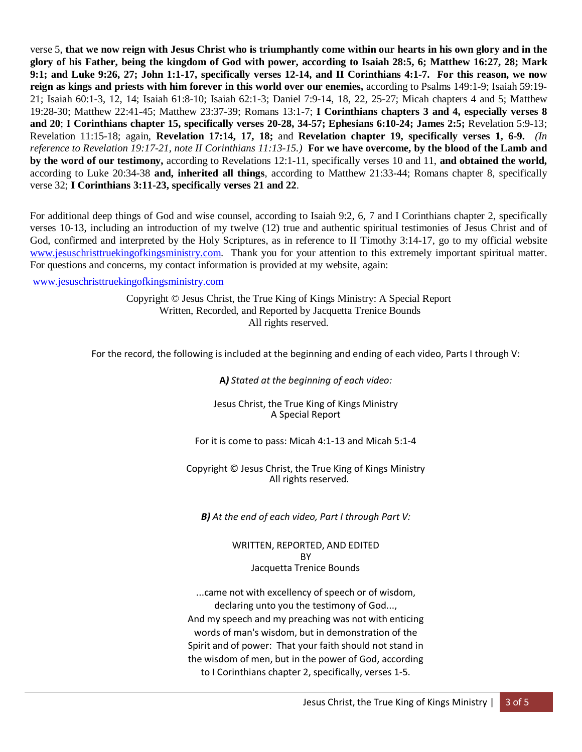verse 5, **that we now reign with Jesus Christ who is triumphantly come within our hearts in his own glory and in the glory of his Father, being the kingdom of God with power, according to Isaiah 28:5, 6; Matthew 16:27, 28; Mark 9:1; and Luke 9:26, 27; John 1:1-17, specifically verses 12-14, and II Corinthians 4:1-7. For this reason, we now reign as kings and priests with him forever in this world over our enemies,** according to Psalms 149:1-9; Isaiah 59:19-21; Isaiah 60:1-3, 12, 14; Isaiah 61:8-10; Isaiah 62:1-3; Daniel 7:9-14, 18, 22, 25-27; Micah chapters 4 and 5; Matthew 19:28-30; Matthew 22:41-45; Matthew 23:37-39; Romans 13:1-7; **I Corinthians chapters 3 and 4, especially verses 8 and 20**; **I Corinthians chapter 15, specifically verses 20-28, 34-57; Ephesians 6:10-24; James 2:5;** Revelation 5:9-13; Revelation 11:15-18; again, **Revelation 17:14, 17, 18;** and **Revelation chapter 19, specifically verses 1, 6-9.** *(In reference to Revelation 19:17-21, note II Corinthians 11:13-15.)* **For we have overcome, by the blood of the Lamb and by the word of our testimony,** according to Revelations 12:1-11, specifically verses 10 and 11, **and obtained the world,** according to Luke 20:34-38 **and, inherited all things**, according to Matthew 21:33-44; Romans chapter 8, specifically verse 32; **I Corinthians 3:11-23, specifically verses 21 and 22**.

For additional deep things of God and wise counsel, according to Isaiah 9:2, 6, 7 and I Corinthians chapter 2, specifically verses 10-13, including an introduction of my twelve (12) true and authentic spiritual testimonies of Jesus Christ and of God, confirmed and interpreted by the Holy Scriptures, as in reference to II Timothy 3:14-17, go to my official website www.jesuschristtruekingofkingsministry.com. Thank you for your attention to this extremely important spiritual matter. For questions and concerns, my contact information is provided at my website, again:

www.jesuschristtruekingofkingsministry.com

Copyright © Jesus Christ, the True King of Kings Ministry: A Special Report
Written, Recorded, and Reported by Jacquetta Trenice Bounds
All rights reserved.

For the record, the following is included at the beginning and ending of each video, Parts I through V:

**A***) Stated at the beginning of each video:*

Jesus Christ, the True King of Kings Ministry
A Special Report

For it is come to pass: Micah 4:1-13 and Micah 5:1-4

Copyright © Jesus Christ, the True King of Kings Ministry
All rights reserved.

***B)*** *At the end of each video, Part I through Part V:*

WRITTEN, REPORTED, AND EDITED
BY
Jacquetta Trenice Bounds

...came not with excellency of speech or of wisdom,
declaring unto you the testimony of God...,
And my speech and my preaching was not with enticing
words of man's wisdom, but in demonstration of the
Spirit and of power: That your faith should not stand in
the wisdom of men, but in the power of God, according
to I Corinthians chapter 2, specifically, verses 1-5.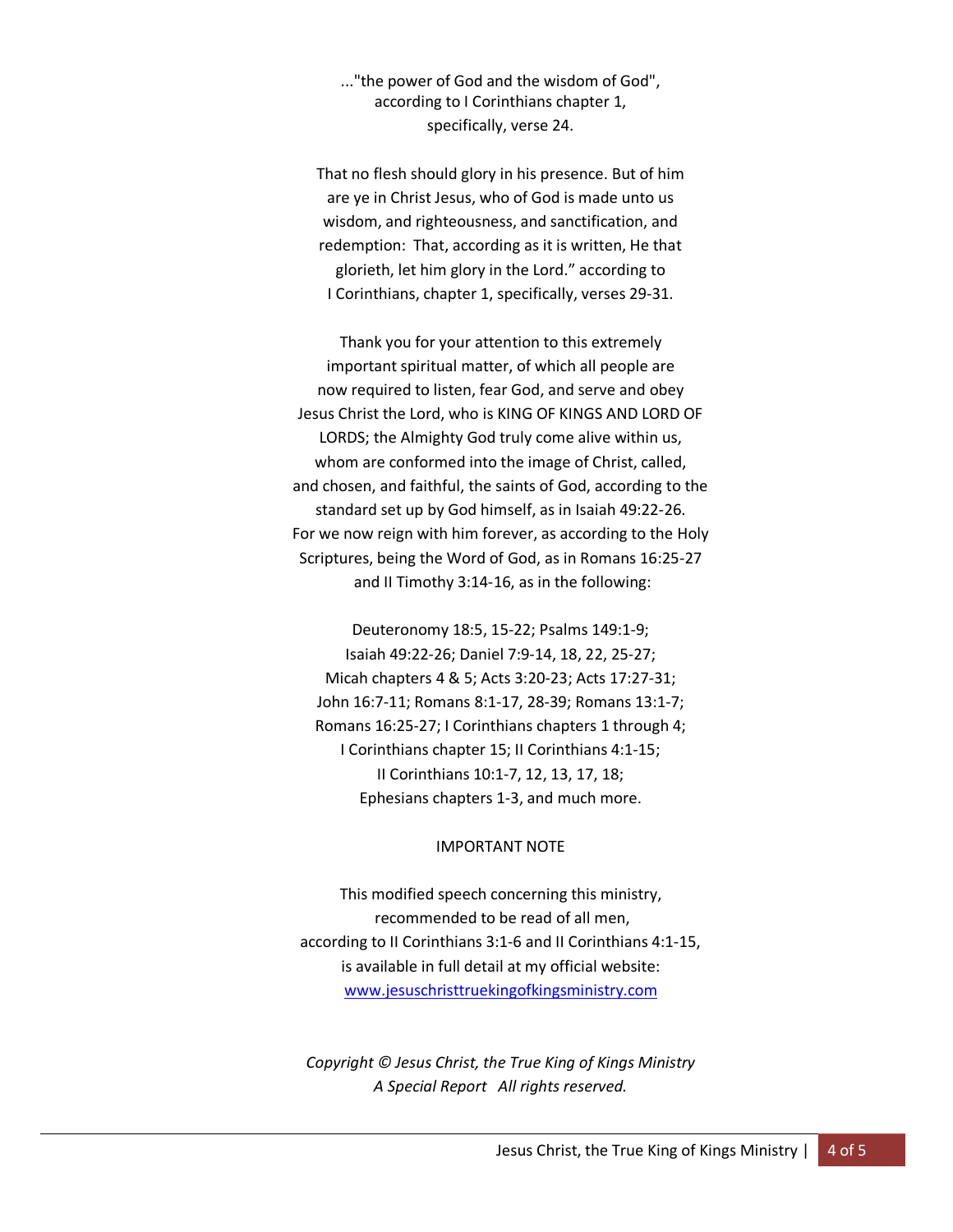..."the power of God and the wisdom of God", according to I Corinthians chapter 1, specifically, verse 24.

That no flesh should glory in his presence. But of him are ye in Christ Jesus, who of God is made unto us wisdom, and righteousness, and sanctification, and redemption: That, according as it is written, He that glorieth, let him glory in the Lord." according to I Corinthians, chapter 1, specifically, verses 29-31.

Thank you for your attention to this extremely important spiritual matter, of which all people are now required to listen, fear God, and serve and obey Jesus Christ the Lord, who is KING OF KINGS AND LORD OF LORDS; the Almighty God truly come alive within us, whom are conformed into the image of Christ, called, and chosen, and faithful, the saints of God, according to the standard set up by God himself, as in Isaiah 49:22-26. For we now reign with him forever, as according to the Holy Scriptures, being the Word of God, as in Romans 16:25-27 and II Timothy 3:14-16, as in the following:

Deuteronomy 18:5, 15-22; Psalms 149:1-9; Isaiah 49:22-26; Daniel 7:9-14, 18, 22, 25-27; Micah chapters 4 & 5; Acts 3:20-23; Acts 17:27-31; John 16:7-11; Romans 8:1-17, 28-39; Romans 13:1-7; Romans 16:25-27; I Corinthians chapters 1 through 4; I Corinthians chapter 15; II Corinthians 4:1-15; II Corinthians 10:1-7, 12, 13, 17, 18; Ephesians chapters 1-3, and much more.

IMPORTANT NOTE

This modified speech concerning this ministry, recommended to be read of all men, according to II Corinthians 3:1-6 and II Corinthians 4:1-15, is available in full detail at my official website: [www.jesuschristtruekingofkingsministry.com](http://www.jesuschristtruekingofkingsministry.com)

*Copyright © Jesus Christ, the True King of Kings Ministry*
*A Special Report All rights reserved.*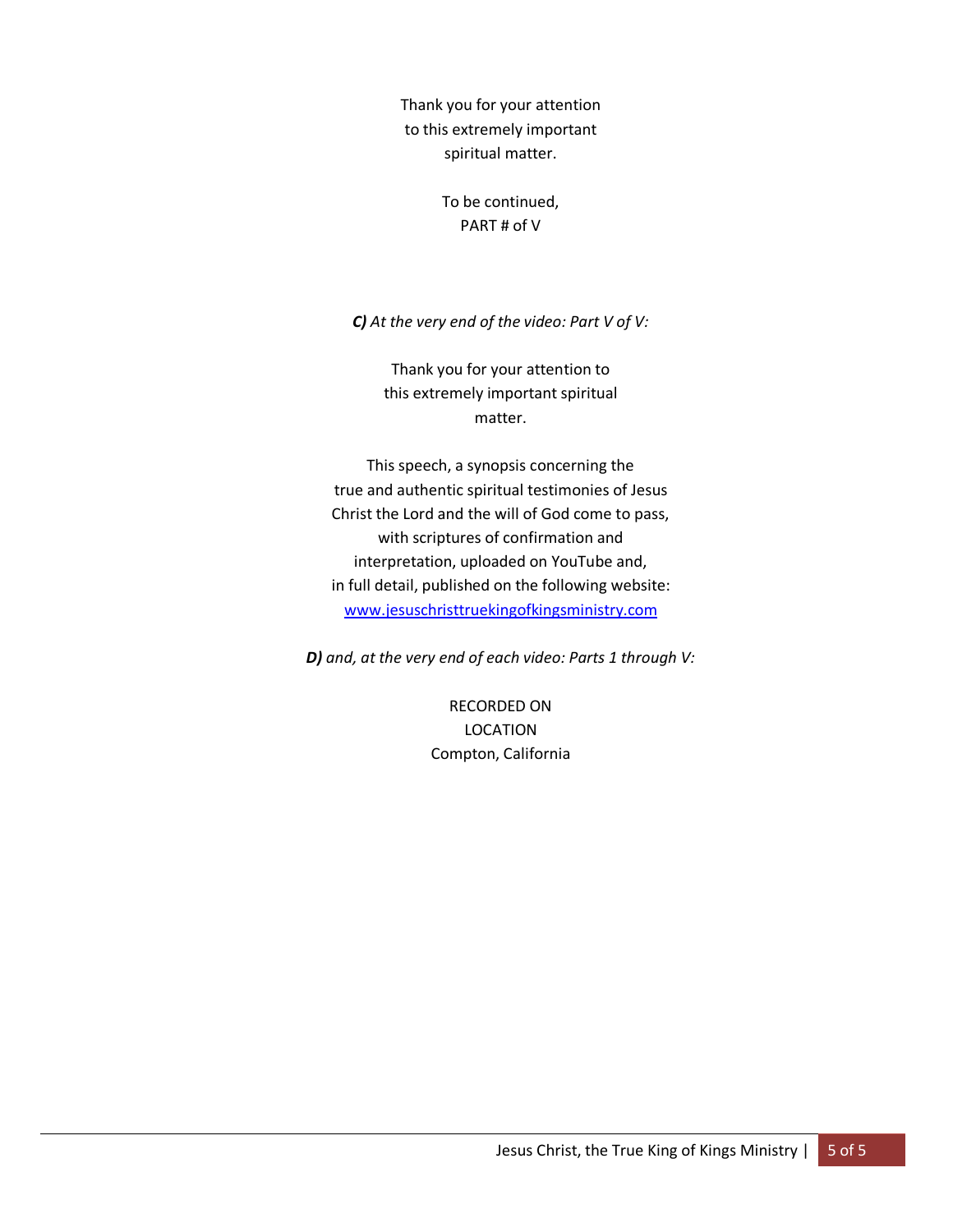Thank you for your attention
to this extremely important
spiritual matter.

To be continued,
PART # of V

***C)*** *At the very end of the video: Part V of V:*

Thank you for your attention to
this extremely important spiritual
matter.

This speech, a synopsis concerning the
true and authentic spiritual testimonies of Jesus
Christ the Lord and the will of God come to pass,
with scriptures of confirmation and
interpretation, uploaded on YouTube and,
in full detail, published on the following website:
www.jesuschristtruekingofkingsministry.com

***D)*** *and, at the very end of each video: Parts 1 through V:*

RECORDED ON
LOCATION
Compton, California